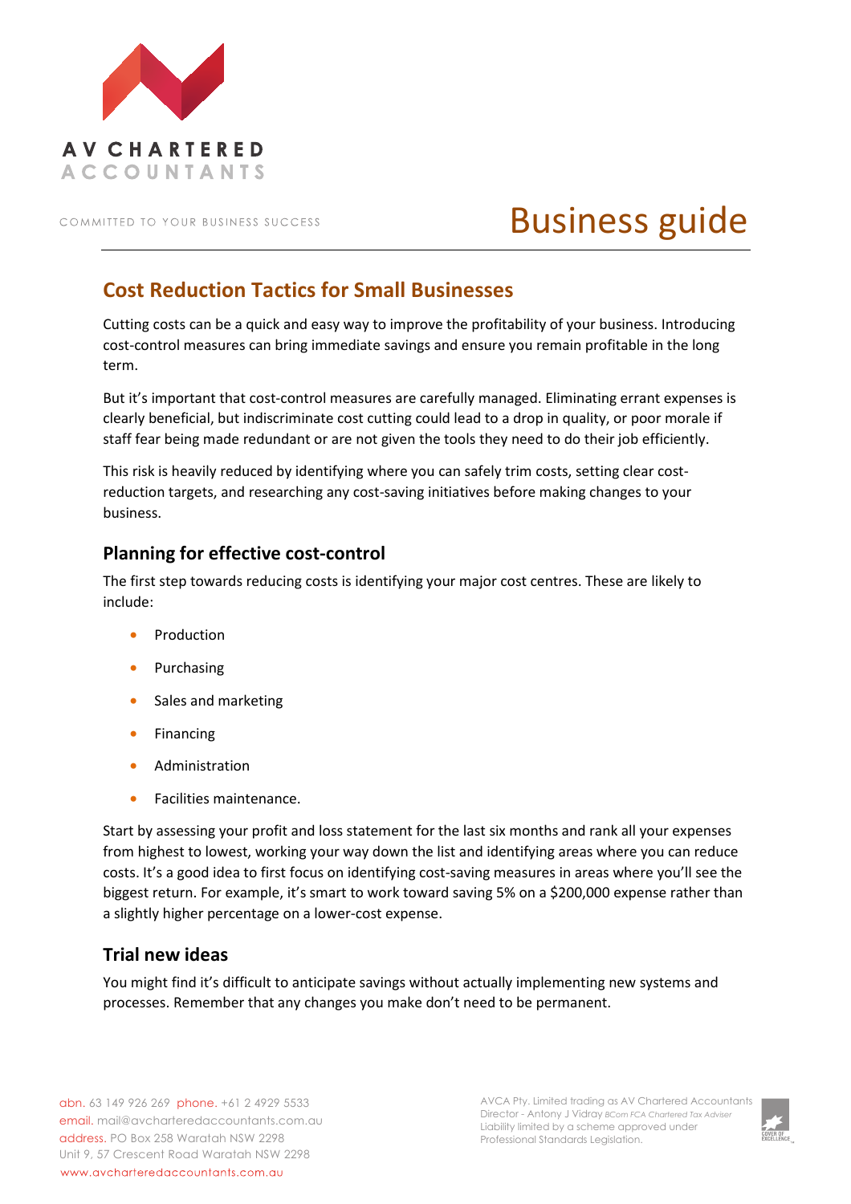# Business guide

## Cost Reduction Tactics for Small Businesses

Cutting costs can be a quick and easy way to improve the profitability of your business. Introducing cost-control measures can bring immediate savings and ensure you remain profitable in the long term.

But it's important that cost-control measures are carefully managed. Eliminating errant expenses is clearly beneficial, but indiscriminate cost cutting could lead to a drop in quality, or poor morale if staff fear being made redundant or are not given the tools they need to do their job efficiently.

This risk is heavily reduced by identifying where you can safely trim costs, setting clear cost-reduction targets, and researching any cost-saving initiatives before making changes to your business.

### Planning for effective cost-control

The first step towards reducing costs is identifying your major cost centres. These are likely to include:

- Production
- Purchasing
- Sales and marketing
- Financing
- Administration
- Facilities maintenance.

Start by assessing your profit and loss statement for the last six months and rank all your expenses from highest to lowest, working your way down the list and identifying areas where you can reduce costs. It's a good idea to first focus on identifying cost-saving measures in areas where you'll see the biggest return. For example, it's smart to work toward saving 5% on a $200,000 expense rather than a slightly higher percentage on a lower-cost expense.

### Trial new ideas

You might find it's difficult to anticipate savings without actually implementing new systems and processes. Remember that any changes you make don't need to be permanent.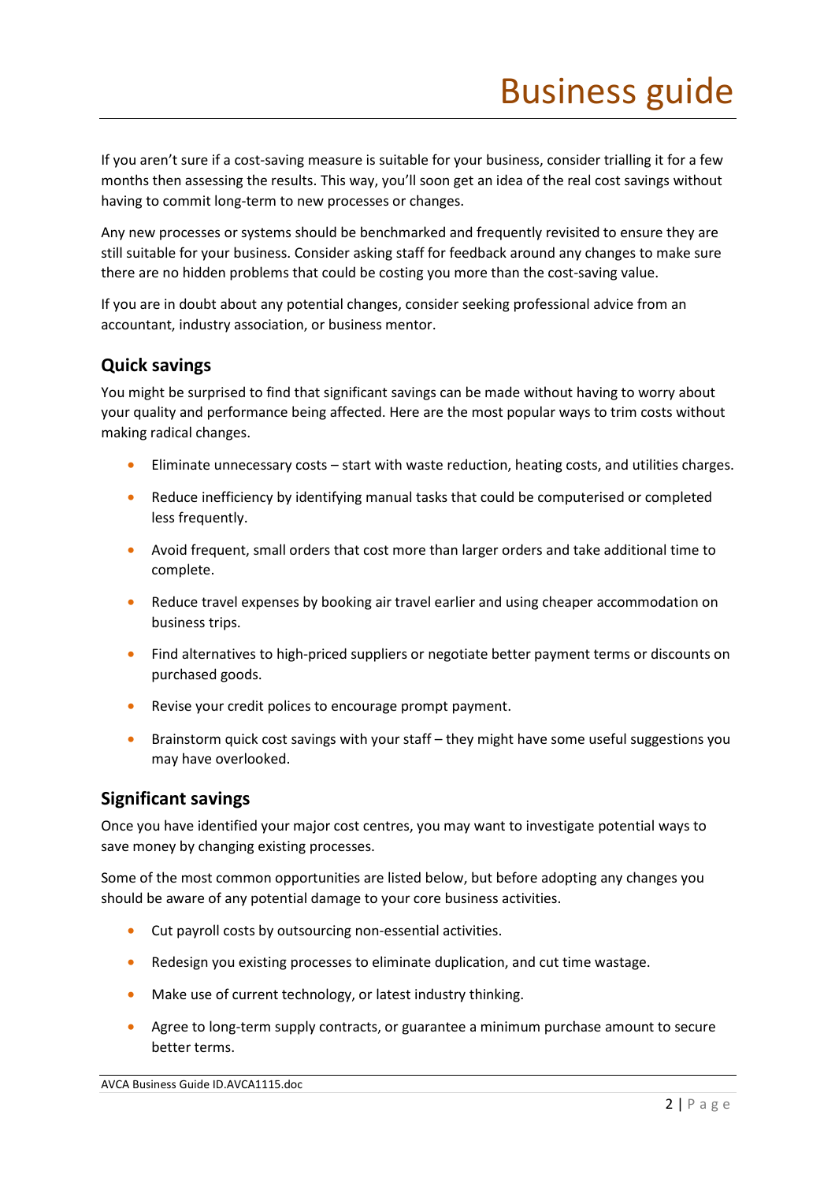If you aren't sure if a cost-saving measure is suitable for your business, consider trialling it for a few months then assessing the results. This way, you'll soon get an idea of the real cost savings without having to commit long-term to new processes or changes.

Any new processes or systems should be benchmarked and frequently revisited to ensure they are still suitable for your business. Consider asking staff for feedback around any changes to make sure there are no hidden problems that could be costing you more than the cost-saving value.

If you are in doubt about any potential changes, consider seeking professional advice from an accountant, industry association, or business mentor.

## Quick savings

You might be surprised to find that significant savings can be made without having to worry about your quality and performance being affected. Here are the most popular ways to trim costs without making radical changes.

- Eliminate unnecessary costs – start with waste reduction, heating costs, and utilities charges.
- Reduce inefficiency by identifying manual tasks that could be computerised or completed less frequently.
- Avoid frequent, small orders that cost more than larger orders and take additional time to complete.
- Reduce travel expenses by booking air travel earlier and using cheaper accommodation on business trips.
- Find alternatives to high-priced suppliers or negotiate better payment terms or discounts on purchased goods.
- Revise your credit polices to encourage prompt payment.
- Brainstorm quick cost savings with your staff – they might have some useful suggestions you may have overlooked.

## Significant savings

Once you have identified your major cost centres, you may want to investigate potential ways to save money by changing existing processes.

Some of the most common opportunities are listed below, but before adopting any changes you should be aware of any potential damage to your core business activities.

- Cut payroll costs by outsourcing non-essential activities.
- Redesign you existing processes to eliminate duplication, and cut time wastage.
- Make use of current technology, or latest industry thinking.
- Agree to long-term supply contracts, or guarantee a minimum purchase amount to secure better terms.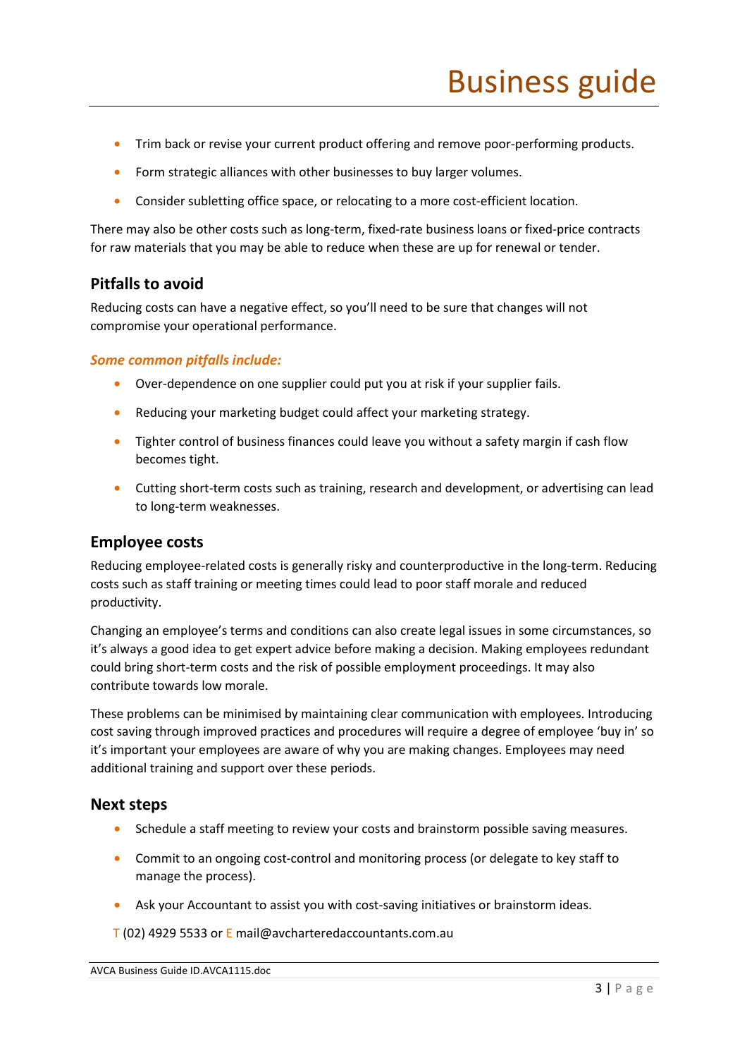- Trim back or revise your current product offering and remove poor-performing products.
- Form strategic alliances with other businesses to buy larger volumes.
- Consider subletting office space, or relocating to a more cost-efficient location.

There may also be other costs such as long-term, fixed-rate business loans or fixed-price contracts for raw materials that you may be able to reduce when these are up for renewal or tender.

## Pitfalls to avoid

Reducing costs can have a negative effect, so you'll need to be sure that changes will not compromise your operational performance.

***Some common pitfalls include:***

- Over-dependence on one supplier could put you at risk if your supplier fails.
- Reducing your marketing budget could affect your marketing strategy.
- Tighter control of business finances could leave you without a safety margin if cash flow becomes tight.
- Cutting short-term costs such as training, research and development, or advertising can lead to long-term weaknesses.

## Employee costs

Reducing employee-related costs is generally risky and counterproductive in the long-term. Reducing costs such as staff training or meeting times could lead to poor staff morale and reduced productivity.

Changing an employee's terms and conditions can also create legal issues in some circumstances, so it's always a good idea to get expert advice before making a decision. Making employees redundant could bring short-term costs and the risk of possible employment proceedings. It may also contribute towards low morale.

These problems can be minimised by maintaining clear communication with employees. Introducing cost saving through improved practices and procedures will require a degree of employee 'buy in' so it's important your employees are aware of why you are making changes. Employees may need additional training and support over these periods.

## Next steps

- Schedule a staff meeting to review your costs and brainstorm possible saving measures.
- Commit to an ongoing cost-control and monitoring process (or delegate to key staff to manage the process).
- Ask your Accountant to assist you with cost-saving initiatives or brainstorm ideas.

T (02) 4929 5533 or E mail@avcharteredaccountants.com.au